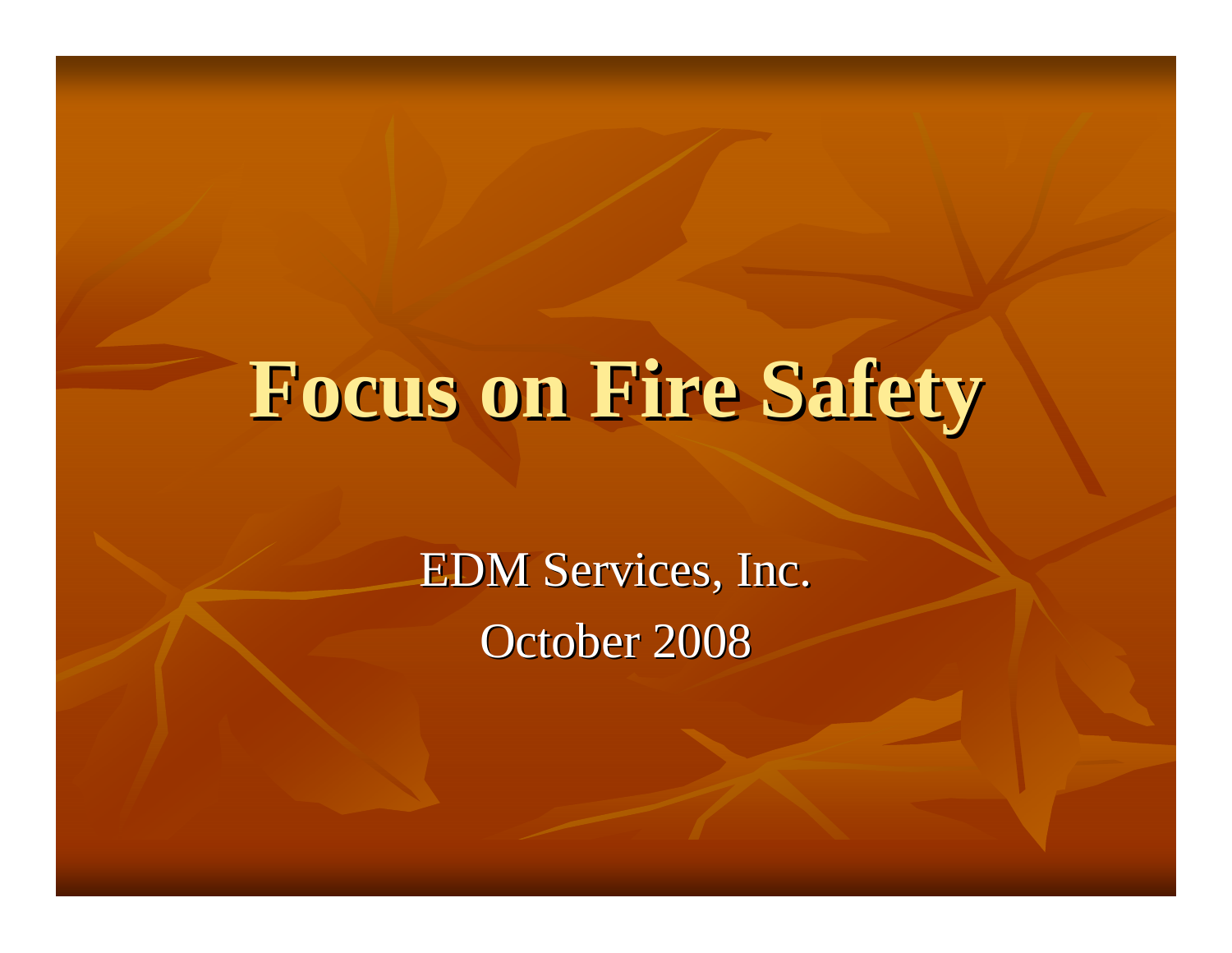# Focus on Fire Safety

EDM Services, Inc.

October 2008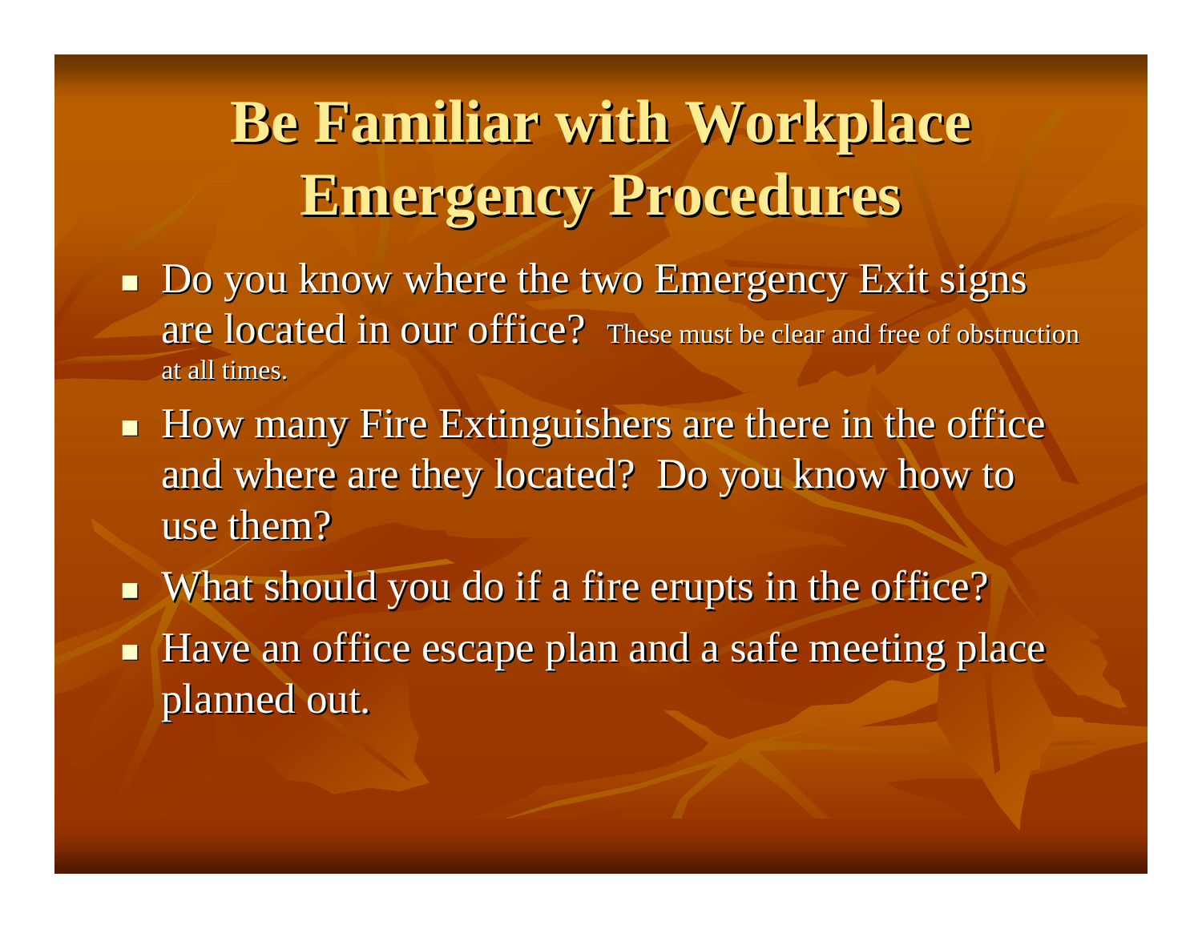# Be Familiar with Workplace Emergency Procedures

- Do you know where the two Emergency Exit signs are located in our office? These must be clear and free of obstruction at all times.
- How many Fire Extinguishers are there in the office and where are they located? Do you know how to use them?
- What should you do if a fire erupts in the office?
- Have an office escape plan and a safe meeting place planned out.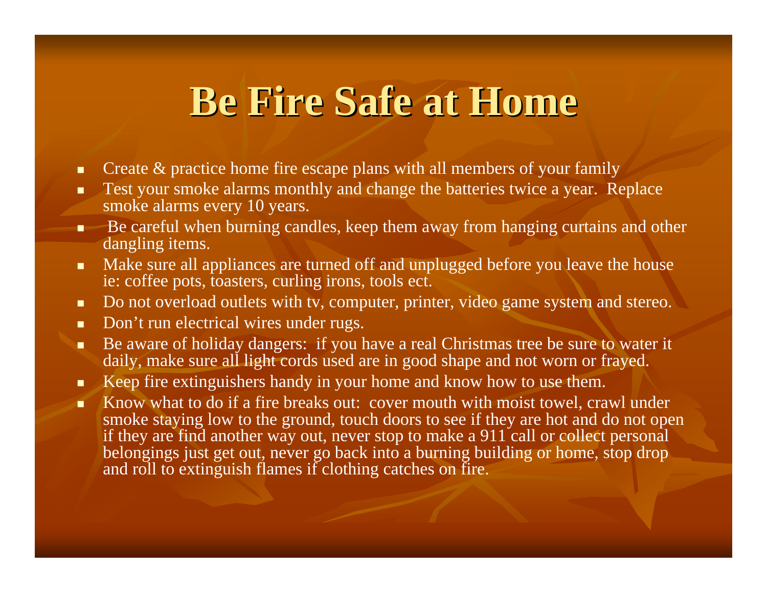# Be Fire Safe at Home

- Create & practice home fire escape plans with all members of your family
- Test your smoke alarms monthly and change the batteries twice a year. Replace smoke alarms every 10 years.
- Be careful when burning candles, keep them away from hanging curtains and other dangling items.
- Make sure all appliances are turned off and unplugged before you leave the house ie: coffee pots, toasters, curling irons, tools ect.
- Do not overload outlets with tv, computer, printer, video game system and stereo.
- Don't run electrical wires under rugs.
- Be aware of holiday dangers: if you have a real Christmas tree be sure to water it daily, make sure all light cords used are in good shape and not worn or frayed.
- Keep fire extinguishers handy in your home and know how to use them.
- Know what to do if a fire breaks out: cover mouth with moist towel, crawl under smoke staying low to the ground, touch doors to see if they are hot and do not open if they are find another way out, never stop to make a 911 call or collect personal belongings just get out, never go back into a burning building or home, stop drop and roll to extinguish flames if clothing catches on fire.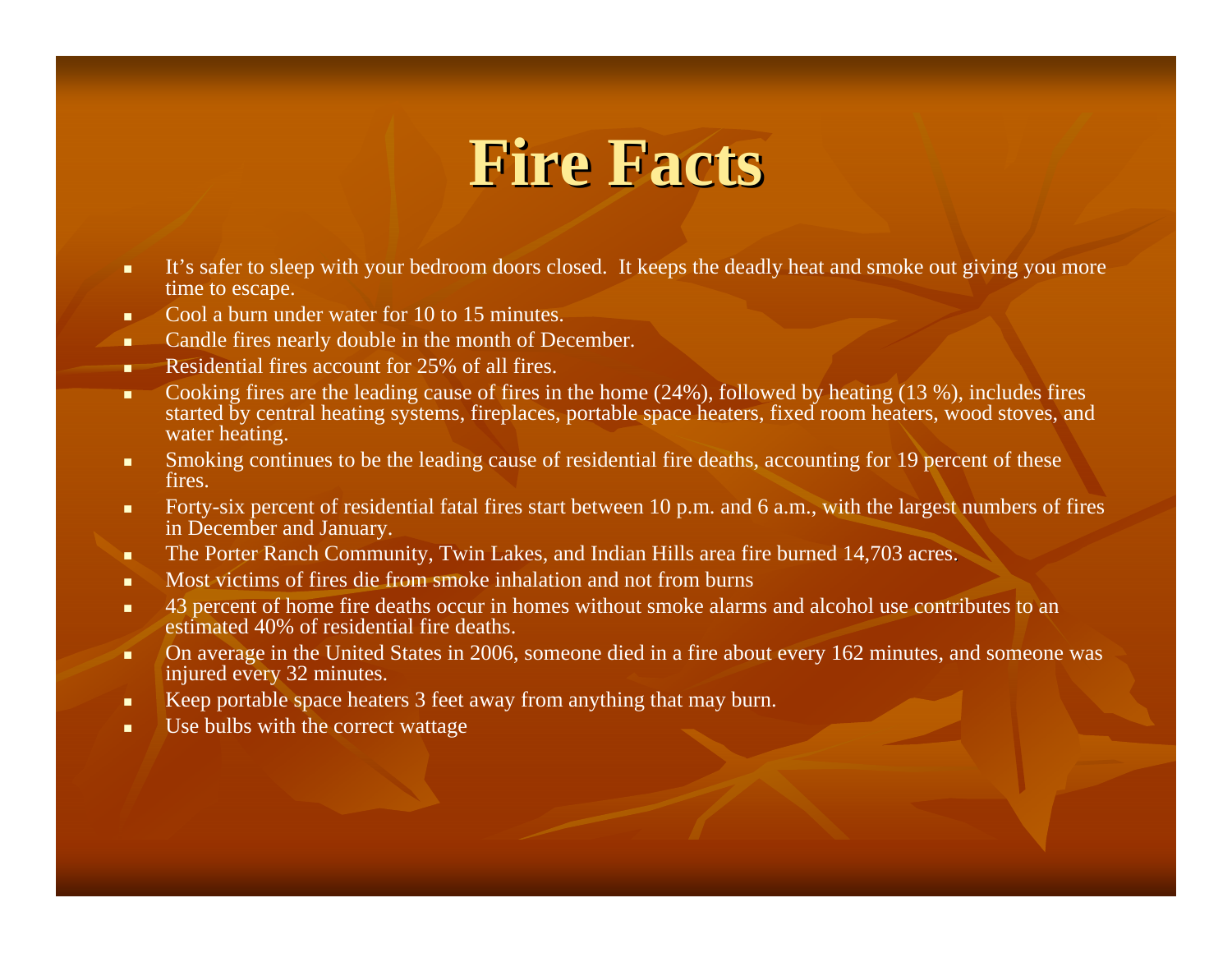# Fire Facts

- It's safer to sleep with your bedroom doors closed. It keeps the deadly heat and smoke out giving you more time to escape.
- Cool a burn under water for 10 to 15 minutes.
- Candle fires nearly double in the month of December.
- Residential fires account for 25% of all fires.
- Cooking fires are the leading cause of fires in the home (24%), followed by heating (13 %), includes fires started by central heating systems, fireplaces, portable space heaters, fixed room heaters, wood stoves, and water heating.
- Smoking continues to be the leading cause of residential fire deaths, accounting for 19 percent of these fires.
- Forty-six percent of residential fatal fires start between 10 p.m. and 6 a.m., with the largest numbers of fires in December and January.
- The Porter Ranch Community, Twin Lakes, and Indian Hills area fire burned 14,703 acres.
- Most victims of fires die from smoke inhalation and not from burns
- 43 percent of home fire deaths occur in homes without smoke alarms and alcohol use contributes to an estimated 40% of residential fire deaths.
- On average in the United States in 2006, someone died in a fire about every 162 minutes, and someone was injured every 32 minutes.
- Keep portable space heaters 3 feet away from anything that may burn.
- Use bulbs with the correct wattage